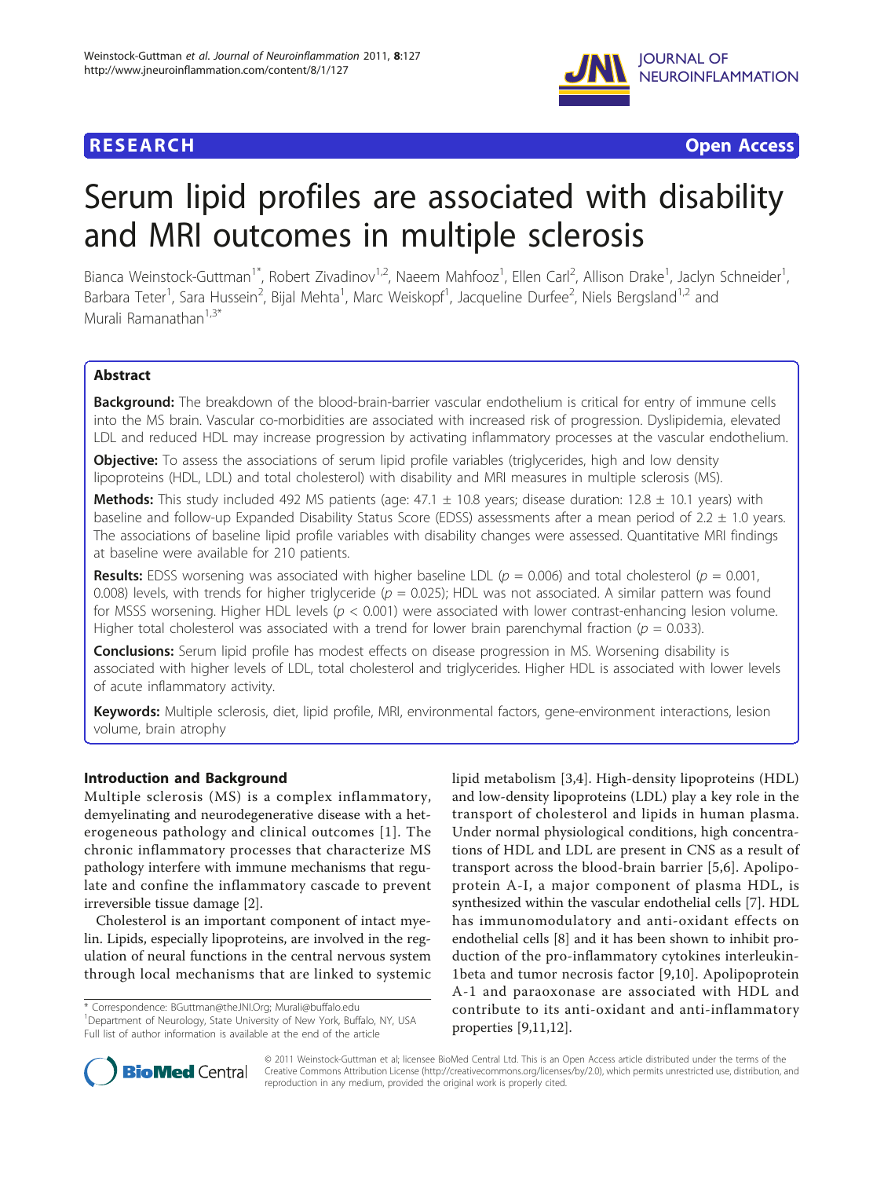**RESEARCH** **Open Access**

# Serum lipid profiles are associated with disability and MRI outcomes in multiple sclerosis

Bianca Weinstock-Guttman[1*], Robert Zivadinov[1,2], Naeem Mahfooz[1], Ellen Carl[2], Allison Drake[1], Jaclyn Schneider[1], Barbara Teter[1], Sara Hussein[2], Bijal Mehta[1], Marc Weiskopf[1], Jacqueline Durfee[2], Niels Bergsland[1,2] and Murali Ramanathan[1,3*]

## Abstract

**Background:** The breakdown of the blood-brain-barrier vascular endothelium is critical for entry of immune cells into the MS brain. Vascular co-morbidities are associated with increased risk of progression. Dyslipidemia, elevated LDL and reduced HDL may increase progression by activating inflammatory processes at the vascular endothelium.

**Objective:** To assess the associations of serum lipid profile variables (triglycerides, high and low density lipoproteins (HDL, LDL) and total cholesterol) with disability and MRI measures in multiple sclerosis (MS).

**Methods:** This study included 492 MS patients (age: 47.1 ± 10.8 years; disease duration: 12.8 ± 10.1 years) with baseline and follow-up Expanded Disability Status Score (EDSS) assessments after a mean period of 2.2 ± 1.0 years. The associations of baseline lipid profile variables with disability changes were assessed. Quantitative MRI findings at baseline were available for 210 patients.

**Results:** EDSS worsening was associated with higher baseline LDL ($p = 0.006$) and total cholesterol ($p = 0.001$, $0.008$) levels, with trends for higher triglyceride ($p = 0.025$); HDL was not associated. A similar pattern was found for MSSS worsening. Higher HDL levels ($p < 0.001$) were associated with lower contrast-enhancing lesion volume. Higher total cholesterol was associated with a trend for lower brain parenchymal fraction ($p = 0.033$).

**Conclusions:** Serum lipid profile has modest effects on disease progression in MS. Worsening disability is associated with higher levels of LDL, total cholesterol and triglycerides. Higher HDL is associated with lower levels of acute inflammatory activity.

**Keywords:** Multiple sclerosis, diet, lipid profile, MRI, environmental factors, gene-environment interactions, lesion volume, brain atrophy

## Introduction and Background

Multiple sclerosis (MS) is a complex inflammatory, demyelinating and neurodegenerative disease with a heterogeneous pathology and clinical outcomes [1]. The chronic inflammatory processes that characterize MS pathology interfere with immune mechanisms that regulate and confine the inflammatory cascade to prevent irreversible tissue damage [2].

Cholesterol is an important component of intact myelin. Lipids, especially lipoproteins, are involved in the regulation of neural functions in the central nervous system through local mechanisms that are linked to systemic lipid metabolism [3,4]. High-density lipoproteins (HDL) and low-density lipoproteins (LDL) play a key role in the transport of cholesterol and lipids in human plasma. Under normal physiological conditions, high concentrations of HDL and LDL are present in CNS as a result of transport across the blood-brain barrier [5,6]. Apolipoprotein A-I, a major component of plasma HDL, is synthesized within the vascular endothelial cells [7]. HDL has immunomodulatory and anti-oxidant effects on endothelial cells [8] and it has been shown to inhibit production of the pro-inflammatory cytokines interleukin-1beta and tumor necrosis factor [9,10]. Apolipoprotein A-1 and paraoxonase are associated with HDL and contribute to its anti-oxidant and anti-inflammatory properties [9,11,12].

* Correspondence: BGuttman@theJNI.Org; Murali@buffalo.edu
[1]Department of Neurology, State University of New York, Buffalo, NY, USA
Full list of author information is available at the end of the article

© 2011 Weinstock-Guttman et al; licensee BioMed Central Ltd. This is an Open Access article distributed under the terms of the Creative Commons Attribution License (http://creativecommons.org/licenses/by/2.0), which permits unrestricted use, distribution, and reproduction in any medium, provided the original work is properly cited.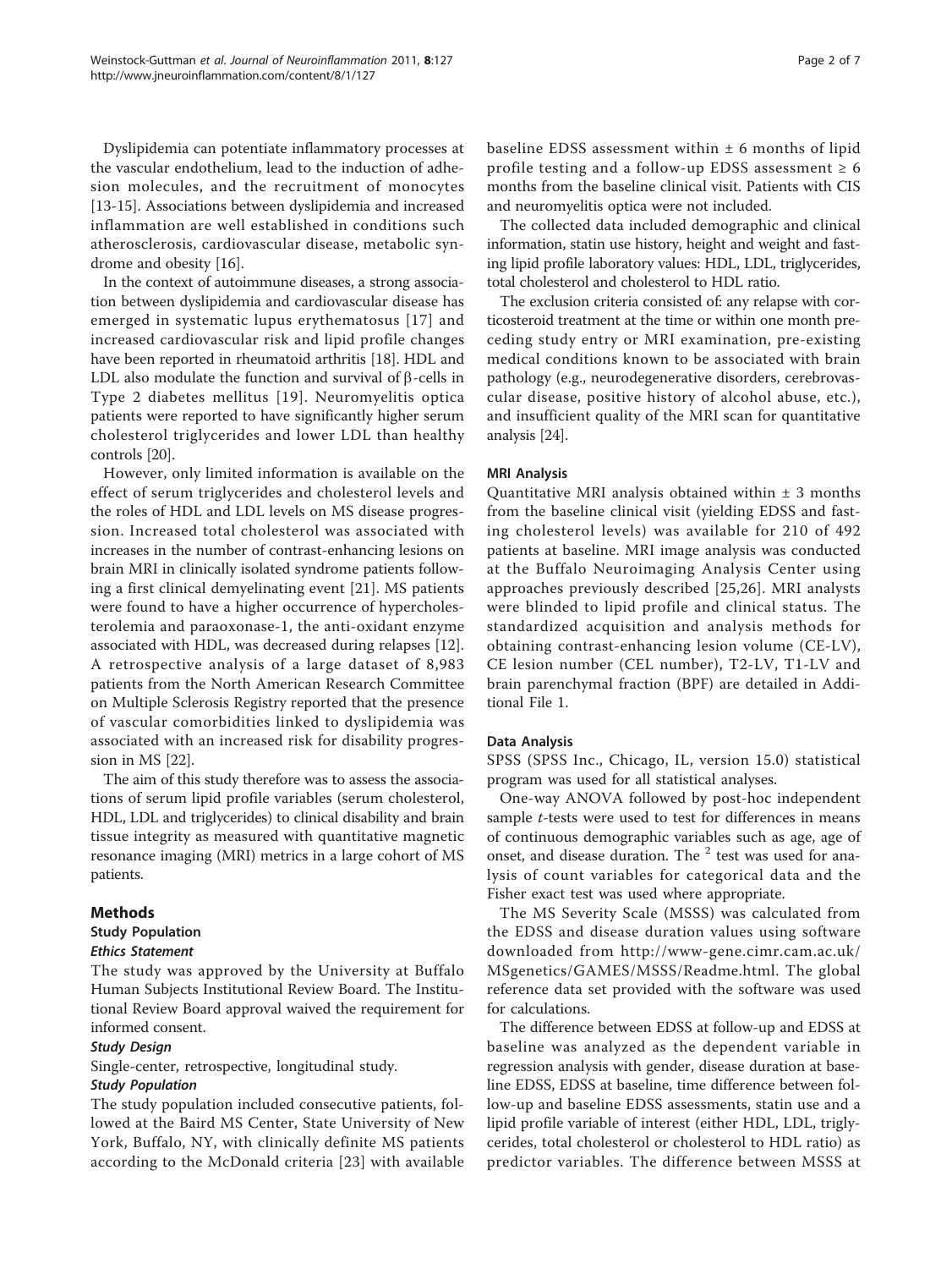Dyslipidemia can potentiate inflammatory processes at the vascular endothelium, lead to the induction of adhesion molecules, and the recruitment of monocytes [13-15]. Associations between dyslipidemia and increased inflammation are well established in conditions such atherosclerosis, cardiovascular disease, metabolic syndrome and obesity [16].

In the context of autoimmune diseases, a strong association between dyslipidemia and cardiovascular disease has emerged in systematic lupus erythematosus [17] and increased cardiovascular risk and lipid profile changes have been reported in rheumatoid arthritis [18]. HDL and LDL also modulate the function and survival of β-cells in Type 2 diabetes mellitus [19]. Neuromyelitis optica patients were reported to have significantly higher serum cholesterol triglycerides and lower LDL than healthy controls [20].

However, only limited information is available on the effect of serum triglycerides and cholesterol levels and the roles of HDL and LDL levels on MS disease progression. Increased total cholesterol was associated with increases in the number of contrast-enhancing lesions on brain MRI in clinically isolated syndrome patients following a first clinical demyelinating event [21]. MS patients were found to have a higher occurrence of hypercholesterolemia and paraoxonase-1, the anti-oxidant enzyme associated with HDL, was decreased during relapses [12]. A retrospective analysis of a large dataset of 8,983 patients from the North American Research Committee on Multiple Sclerosis Registry reported that the presence of vascular comorbidities linked to dyslipidemia was associated with an increased risk for disability progression in MS [22].

The aim of this study therefore was to assess the associations of serum lipid profile variables (serum cholesterol, HDL, LDL and triglycerides) to clinical disability and brain tissue integrity as measured with quantitative magnetic resonance imaging (MRI) metrics in a large cohort of MS patients.

## Methods

### Study Population

#### *Ethics Statement*

The study was approved by the University at Buffalo Human Subjects Institutional Review Board. The Institutional Review Board approval waived the requirement for informed consent.

#### *Study Design*

Single-center, retrospective, longitudinal study.

#### *Study Population*

The study population included consecutive patients, followed at the Baird MS Center, State University of New York, Buffalo, NY, with clinically definite MS patients according to the McDonald criteria [23] with available baseline EDSS assessment within ± 6 months of lipid profile testing and a follow-up EDSS assessment ≥ 6 months from the baseline clinical visit. Patients with CIS and neuromyelitis optica were not included.

The collected data included demographic and clinical information, statin use history, height and weight and fasting lipid profile laboratory values: HDL, LDL, triglycerides, total cholesterol and cholesterol to HDL ratio.

The exclusion criteria consisted of: any relapse with corticosteroid treatment at the time or within one month preceding study entry or MRI examination, pre-existing medical conditions known to be associated with brain pathology (e.g., neurodegenerative disorders, cerebrovascular disease, positive history of alcohol abuse, etc.), and insufficient quality of the MRI scan for quantitative analysis [24].

### MRI Analysis

Quantitative MRI analysis obtained within ± 3 months from the baseline clinical visit (yielding EDSS and fasting cholesterol levels) was available for 210 of 492 patients at baseline. MRI image analysis was conducted at the Buffalo Neuroimaging Analysis Center using approaches previously described [25,26]. MRI analysts were blinded to lipid profile and clinical status. The standardized acquisition and analysis methods for obtaining contrast-enhancing lesion volume (CE-LV), CE lesion number (CEL number), T2-LV, T1-LV and brain parenchymal fraction (BPF) are detailed in Additional File 1.

### Data Analysis

SPSS (SPSS Inc., Chicago, IL, version 15.0) statistical program was used for all statistical analyses.

One-way ANOVA followed by post-hoc independent sample *t*-tests were used to test for differences in means of continuous demographic variables such as age, age of onset, and disease duration. The $^2$ test was used for analysis of count variables for categorical data and the Fisher exact test was used where appropriate.

The MS Severity Scale (MSSS) was calculated from the EDSS and disease duration values using software downloaded from http://www-gene.cimr.cam.ac.uk/MSgenetics/GAMES/MSSS/Readme.html. The global reference data set provided with the software was used for calculations.

The difference between EDSS at follow-up and EDSS at baseline was analyzed as the dependent variable in regression analysis with gender, disease duration at baseline EDSS, EDSS at baseline, time difference between follow-up and baseline EDSS assessments, statin use and a lipid profile variable of interest (either HDL, LDL, triglycerides, total cholesterol or cholesterol to HDL ratio) as predictor variables. The difference between MSSS at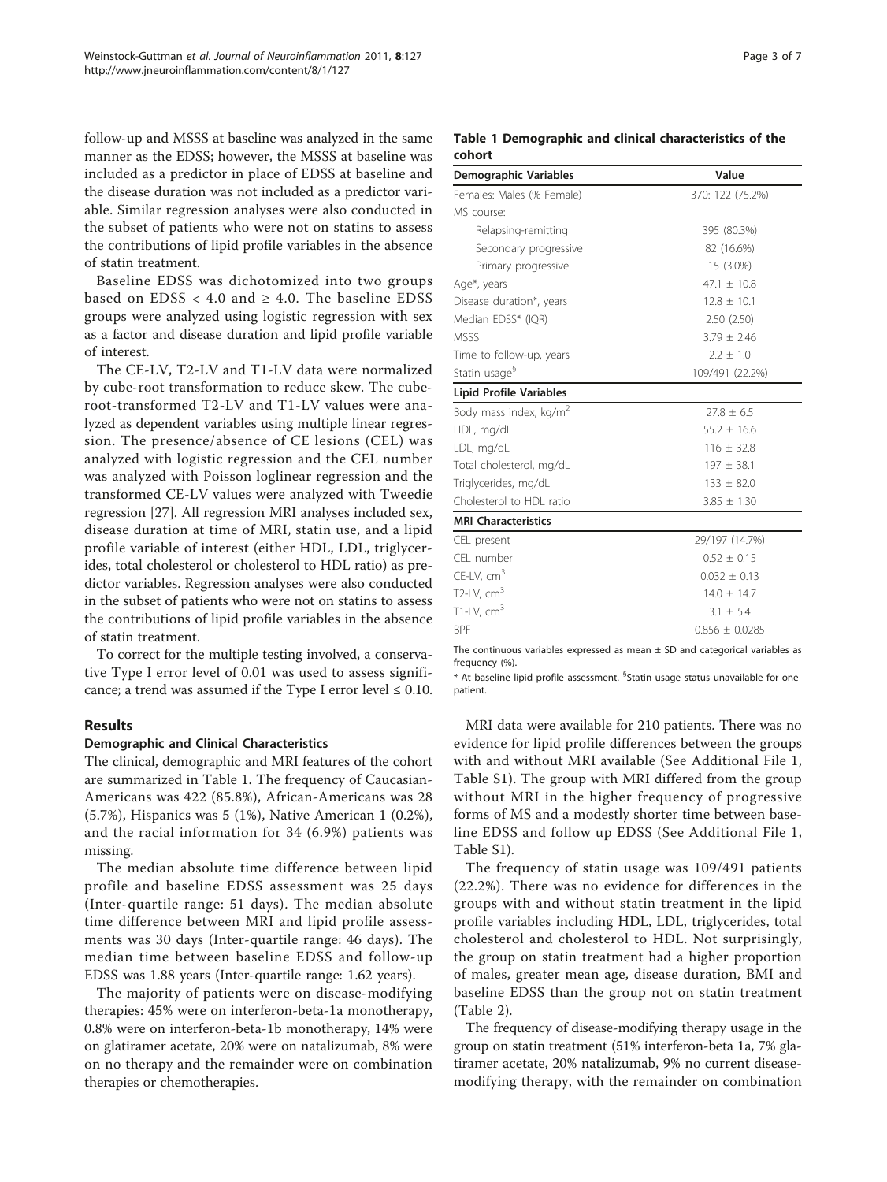follow-up and MSSS at baseline was analyzed in the same manner as the EDSS; however, the MSSS at baseline was included as a predictor in place of EDSS at baseline and the disease duration was not included as a predictor variable. Similar regression analyses were also conducted in the subset of patients who were not on statins to assess the contributions of lipid profile variables in the absence of statin treatment.

Baseline EDSS was dichotomized into two groups based on EDSS < 4.0 and ≥ 4.0. The baseline EDSS groups were analyzed using logistic regression with sex as a factor and disease duration and lipid profile variable of interest.

The CE-LV, T2-LV and T1-LV data were normalized by cube-root transformation to reduce skew. The cube-root-transformed T2-LV and T1-LV values were analyzed as dependent variables using multiple linear regression. The presence/absence of CE lesions (CEL) was analyzed with logistic regression and the CEL number was analyzed with Poisson loglinear regression and the transformed CE-LV values were analyzed with Tweedie regression [27]. All regression MRI analyses included sex, disease duration at time of MRI, statin use, and a lipid profile variable of interest (either HDL, LDL, triglycerides, total cholesterol or cholesterol to HDL ratio) as predictor variables. Regression analyses were also conducted in the subset of patients who were not on statins to assess the contributions of lipid profile variables in the absence of statin treatment.

To correct for the multiple testing involved, a conservative Type I error level of 0.01 was used to assess significance; a trend was assumed if the Type I error level ≤ 0.10.

## Results

### Demographic and Clinical Characteristics

The clinical, demographic and MRI features of the cohort are summarized in Table 1. The frequency of Caucasian-Americans was 422 (85.8%), African-Americans was 28 (5.7%), Hispanics was 5 (1%), Native American 1 (0.2%), and the racial information for 34 (6.9%) patients was missing.

The median absolute time difference between lipid profile and baseline EDSS assessment was 25 days (Inter-quartile range: 51 days). The median absolute time difference between MRI and lipid profile assessments was 30 days (Inter-quartile range: 46 days). The median time between baseline EDSS and follow-up EDSS was 1.88 years (Inter-quartile range: 1.62 years).

The majority of patients were on disease-modifying therapies: 45% were on interferon-beta-1a monotherapy, 0.8% were on interferon-beta-1b monotherapy, 14% were on glatiramer acetate, 20% were on natalizumab, 8% were on no therapy and the remainder were on combination therapies or chemotherapies.

**Table 1 Demographic and clinical characteristics of the cohort**

| Demographic Variables | Value |
|---|---|
| Females: Males (% Female) | 370: 122 (75.2%) |
| MS course: | |
| Relapsing-remitting | 395 (80.3%) |
| Secondary progressive | 82 (16.6%) |
| Primary progressive | 15 (3.0%) |
| Age*, years | 47.1 ± 10.8 |
| Disease duration*, years | 12.8 ± 10.1 |
| Median EDSS* (IQR) | 2.50 (2.50) |
| MSSS | 3.79 ± 2.46 |
| Time to follow-up, years | 2.2 ± 1.0 |
| Statin usage[§] | 109/491 (22.2%) |
| **Lipid Profile Variables** | |
| Body mass index, kg/m$^2$ | 27.8 ± 6.5 |
| HDL, mg/dL | 55.2 ± 16.6 |
| LDL, mg/dL | 116 ± 32.8 |
| Total cholesterol, mg/dL | 197 ± 38.1 |
| Triglycerides, mg/dL | 133 ± 82.0 |
| Cholesterol to HDL ratio | 3.85 ± 1.30 |
| **MRI Characteristics** | |
| CEL present | 29/197 (14.7%) |
| CEL number | 0.52 ± 0.15 |
| CE-LV, cm$^3$ | 0.032 ± 0.13 |
| T2-LV, cm$^3$ | 14.0 ± 14.7 |
| T1-LV, cm$^3$ | 3.1 ± 5.4 |
| BPF | 0.856 ± 0.0285 |

The continuous variables expressed as mean ± SD and categorical variables as frequency (%).

* At baseline lipid profile assessment. [§]Statin usage status unavailable for one patient.

MRI data were available for 210 patients. There was no evidence for lipid profile differences between the groups with and without MRI available (See Additional File 1, Table S1). The group with MRI differed from the group without MRI in the higher frequency of progressive forms of MS and a modestly shorter time between baseline EDSS and follow up EDSS (See Additional File 1, Table S1).

The frequency of statin usage was 109/491 patients (22.2%). There was no evidence for differences in the groups with and without statin treatment in the lipid profile variables including HDL, LDL, triglycerides, total cholesterol and cholesterol to HDL. Not surprisingly, the group on statin treatment had a higher proportion of males, greater mean age, disease duration, BMI and baseline EDSS than the group not on statin treatment (Table 2).

The frequency of disease-modifying therapy usage in the group on statin treatment (51% interferon-beta 1a, 7% glatiramer acetate, 20% natalizumab, 9% no current disease-modifying therapy, with the remainder on combination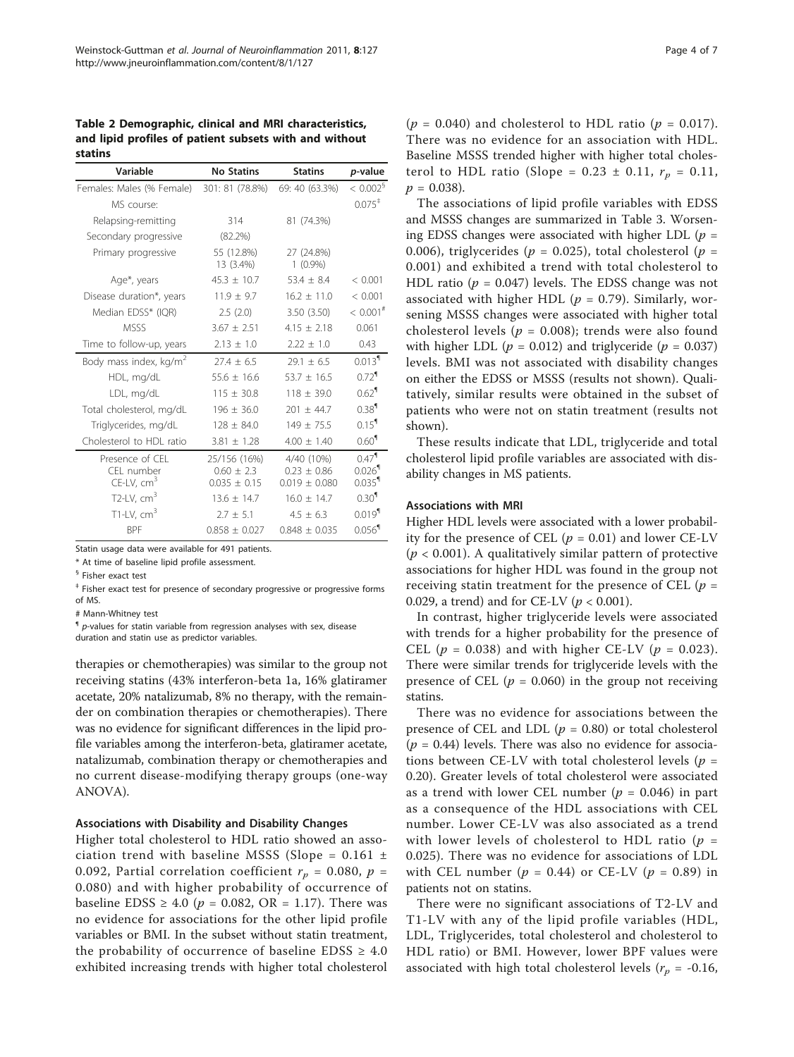**Table 2 Demographic, clinical and MRI characteristics, and lipid profiles of patient subsets with and without statins**

| Variable | No Statins | Statins | *p*-value |
|---|---|---|---|
| Females: Males (% Female) | 301: 81 (78.8%) | 69: 40 (63.3%) | < 0.002[§] |
| MS course: | | | 0.075[‡] |
| Relapsing-remitting | 314 | 81 (74.3%) | |
| Secondary progressive | (82.2%) | | |
| Primary progressive | 55 (12.8%) 13 (3.4%) | 27 (24.8%) 1 (0.9%) | |
| Age*, years | 45.3 ± 10.7 | 53.4 ± 8.4 | < 0.001 |
| Disease duration*, years | 11.9 ± 9.7 | 16.2 ± 11.0 | < 0.001 |
| Median EDSS* (IQR) | 2.5 (2.0) | 3.50 (3.50) | < 0.001[#] |
| MSSS | 3.67 ± 2.51 | 4.15 ± 2.18 | 0.061 |
| Time to follow-up, years | 2.13 ± 1.0 | 2.22 ± 1.0 | 0.43 |
| Body mass index, kg/m$^2$ | 27.4 ± 6.5 | 29.1 ± 6.5 | 0.013[¶] |
| HDL, mg/dL | 55.6 ± 16.6 | 53.7 ± 16.5 | 0.72[¶] |
| LDL, mg/dL | 115 ± 30.8 | 118 ± 39.0 | 0.62[¶] |
| Total cholesterol, mg/dL | 196 ± 36.0 | 201 ± 44.7 | 0.38[¶] |
| Triglycerides, mg/dL | 128 ± 84.0 | 149 ± 75.5 | 0.15[¶] |
| Cholesterol to HDL ratio | 3.81 ± 1.28 | 4.00 ± 1.40 | 0.60[¶] |
| Presence of CEL | 25/156 (16%) | 4/40 (10%) | 0.47[¶] |
| CEL number | 0.60 ± 2.3 | 0.23 ± 0.86 | 0.026[¶] |
| CE-LV, cm$^3$ | 0.035 ± 0.15 | 0.019 ± 0.080 | 0.035[¶] |
| T2-LV, cm$^3$ | 13.6 ± 14.7 | 16.0 ± 14.7 | 0.30[¶] |
| T1-LV, cm$^3$ | 2.7 ± 5.1 | 4.5 ± 6.3 | 0.019[¶] |
| BPF | 0.858 ± 0.027 | 0.848 ± 0.035 | 0.056[¶] |

Statin usage data were available for 491 patients.

\* At time of baseline lipid profile assessment.

§ Fisher exact test

‡ Fisher exact test for presence of secondary progressive or progressive forms of MS.

\# Mann-Whitney test

¶ *p*-values for statin variable from regression analyses with sex, disease duration and statin use as predictor variables.

therapies or chemotherapies) was similar to the group not receiving statins (43% interferon-beta 1a, 16% glatiramer acetate, 20% natalizumab, 8% no therapy, with the remainder on combination therapies or chemotherapies). There was no evidence for significant differences in the lipid profile variables among the interferon-beta, glatiramer acetate, natalizumab, combination therapy or chemotherapies and no current disease-modifying therapy groups (one-way ANOVA).

### Associations with Disability and Disability Changes

Higher total cholesterol to HDL ratio showed an association trend with baseline MSSS (Slope = 0.161 ± 0.092, Partial correlation coefficient $r_p = 0.080$, $p = 0.080$) and with higher probability of occurrence of baseline EDSS ≥ 4.0 ($p = 0.082$, OR = 1.17). There was no evidence for associations for the other lipid profile variables or BMI. In the subset without statin treatment, the probability of occurrence of baseline EDSS ≥ 4.0 exhibited increasing trends with higher total cholesterol ($p = 0.040$) and cholesterol to HDL ratio ($p = 0.017$). There was no evidence for an association with HDL. Baseline MSSS trended higher with higher total cholesterol to HDL ratio (Slope = 0.23 ± 0.11, $r_p = 0.11$, $p = 0.038$).

The associations of lipid profile variables with EDSS and MSSS changes are summarized in Table 3. Worsening EDSS changes were associated with higher LDL ($p = 0.006$), triglycerides ($p = 0.025$), total cholesterol ($p = 0.001$) and exhibited a trend with total cholesterol to HDL ratio ($p = 0.047$) levels. The EDSS change was not associated with higher HDL ($p = 0.79$). Similarly, worsening MSSS changes were associated with higher total cholesterol levels ($p = 0.008$); trends were also found with higher LDL ($p = 0.012$) and triglyceride ($p = 0.037$) levels. BMI was not associated with disability changes on either the EDSS or MSSS (results not shown). Qualitatively, similar results were obtained in the subset of patients who were not on statin treatment (results not shown).

These results indicate that LDL, triglyceride and total cholesterol lipid profile variables are associated with disability changes in MS patients.

### Associations with MRI

Higher HDL levels were associated with a lower probability for the presence of CEL ($p = 0.01$) and lower CE-LV ($p < 0.001$). A qualitatively similar pattern of protective associations for higher HDL was found in the group not receiving statin treatment for the presence of CEL ($p = 0.029$, a trend) and for CE-LV ($p < 0.001$).

In contrast, higher triglyceride levels were associated with trends for a higher probability for the presence of CEL ($p = 0.038$) and with higher CE-LV ($p = 0.023$). There were similar trends for triglyceride levels with the presence of CEL ($p = 0.060$) in the group not receiving statins.

There was no evidence for associations between the presence of CEL and LDL ($p = 0.80$) or total cholesterol ($p = 0.44$) levels. There was also no evidence for associations between CE-LV with total cholesterol levels ($p = 0.20$). Greater levels of total cholesterol were associated as a trend with lower CEL number ($p = 0.046$) in part as a consequence of the HDL associations with CEL number. Lower CE-LV was also associated as a trend with lower levels of cholesterol to HDL ratio ($p = 0.025$). There was no evidence for associations of LDL with CEL number ($p = 0.44$) or CE-LV ($p = 0.89$) in patients not on statins.

There were no significant associations of T2-LV and T1-LV with any of the lipid profile variables (HDL, LDL, Triglycerides, total cholesterol and cholesterol to HDL ratio) or BMI. However, lower BPF values were associated with high total cholesterol levels ($r_p = -0.16$,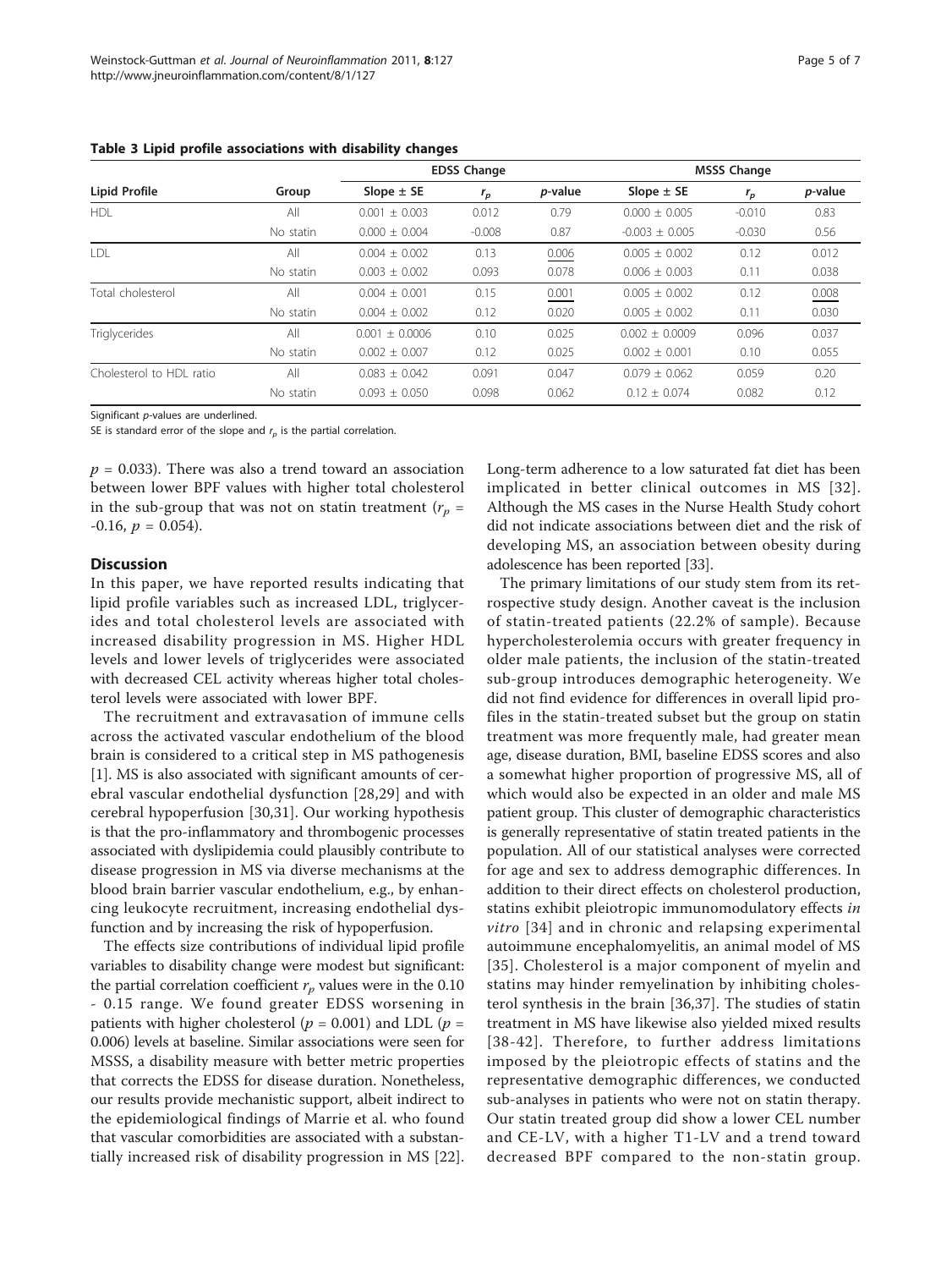**Table 3 Lipid profile associations with disability changes**

| Lipid Profile | Group | EDSS Change | | | MSSS Change | | |
|---|---|---|---|---|---|---|---|
| | | Slope ± SE | $r_p$ | *p*-value | Slope ± SE | $r_p$ | *p*-value |
| HDL | All | 0.001 ± 0.003 | 0.012 | 0.79 | 0.000 ± 0.005 | -0.010 | 0.83 |
| | No statin | 0.000 ± 0.004 | -0.008 | 0.87 | -0.003 ± 0.005 | -0.030 | 0.56 |
| LDL | All | 0.004 ± 0.002 | 0.13 | <u>0.006</u> | 0.005 ± 0.002 | 0.12 | 0.012 |
| | No statin | 0.003 ± 0.002 | 0.093 | 0.078 | 0.006 ± 0.003 | 0.11 | 0.038 |
| Total cholesterol | All | 0.004 ± 0.001 | 0.15 | <u>0.001</u> | 0.005 ± 0.002 | 0.12 | <u>0.008</u> |
| | No statin | 0.004 ± 0.002 | 0.12 | 0.020 | 0.005 ± 0.002 | 0.11 | 0.030 |
| Triglycerides | All | 0.001 ± 0.0006 | 0.10 | 0.025 | 0.002 ± 0.0009 | 0.096 | 0.037 |
| | No statin | 0.002 ± 0.007 | 0.12 | 0.025 | 0.002 ± 0.001 | 0.10 | 0.055 |
| Cholesterol to HDL ratio | All | 0.083 ± 0.042 | 0.091 | 0.047 | 0.079 ± 0.062 | 0.059 | 0.20 |
| | No statin | 0.093 ± 0.050 | 0.098 | 0.062 | 0.12 ± 0.074 | 0.082 | 0.12 |

Significant *p*-values are underlined.

SE is standard error of the slope and $r_p$ is the partial correlation.

$p = 0.033$). There was also a trend toward an association between lower BPF values with higher total cholesterol in the sub-group that was not on statin treatment ($r_p = -0.16$, $p = 0.054$).

## Discussion

In this paper, we have reported results indicating that lipid profile variables such as increased LDL, triglycerides and total cholesterol levels are associated with increased disability progression in MS. Higher HDL levels and lower levels of triglycerides were associated with decreased CEL activity whereas higher total cholesterol levels were associated with lower BPF.

The recruitment and extravasation of immune cells across the activated vascular endothelium of the blood brain is considered to a critical step in MS pathogenesis [1]. MS is also associated with significant amounts of cerebral vascular endothelial dysfunction [28,29] and with cerebral hypoperfusion [30,31]. Our working hypothesis is that the pro-inflammatory and thrombogenic processes associated with dyslipidemia could plausibly contribute to disease progression in MS via diverse mechanisms at the blood brain barrier vascular endothelium, e.g., by enhancing leukocyte recruitment, increasing endothelial dysfunction and by increasing the risk of hypoperfusion.

The effects size contributions of individual lipid profile variables to disability change were modest but significant: the partial correlation coefficient $r_p$ values were in the 0.10 - 0.15 range. We found greater EDSS worsening in patients with higher cholesterol ($p = 0.001$) and LDL ($p = 0.006$) levels at baseline. Similar associations were seen for MSSS, a disability measure with better metric properties that corrects the EDSS for disease duration. Nonetheless, our results provide mechanistic support, albeit indirect to the epidemiological findings of Marrie et al. who found that vascular comorbidities are associated with a substantially increased risk of disability progression in MS [22]. Long-term adherence to a low saturated fat diet has been implicated in better clinical outcomes in MS [32]. Although the MS cases in the Nurse Health Study cohort did not indicate associations between diet and the risk of developing MS, an association between obesity during adolescence has been reported [33].

The primary limitations of our study stem from its retrospective study design. Another caveat is the inclusion of statin-treated patients (22.2% of sample). Because hypercholesterolemia occurs with greater frequency in older male patients, the inclusion of the statin-treated sub-group introduces demographic heterogeneity. We did not find evidence for differences in overall lipid profiles in the statin-treated subset but the group on statin treatment was more frequently male, had greater mean age, disease duration, BMI, baseline EDSS scores and also a somewhat higher proportion of progressive MS, all of which would also be expected in an older and male MS patient group. This cluster of demographic characteristics is generally representative of statin treated patients in the population. All of our statistical analyses were corrected for age and sex to address demographic differences. In addition to their direct effects on cholesterol production, statins exhibit pleiotropic immunomodulatory effects *in vitro* [34] and in chronic and relapsing experimental autoimmune encephalomyelitis, an animal model of MS [35]. Cholesterol is a major component of myelin and statins may hinder remyelination by inhibiting cholesterol synthesis in the brain [36,37]. The studies of statin treatment in MS have likewise also yielded mixed results [38-42]. Therefore, to further address limitations imposed by the pleiotropic effects of statins and the representative demographic differences, we conducted sub-analyses in patients who were not on statin therapy. Our statin treated group did show a lower CEL number and CE-LV, with a higher T1-LV and a trend toward decreased BPF compared to the non-statin group.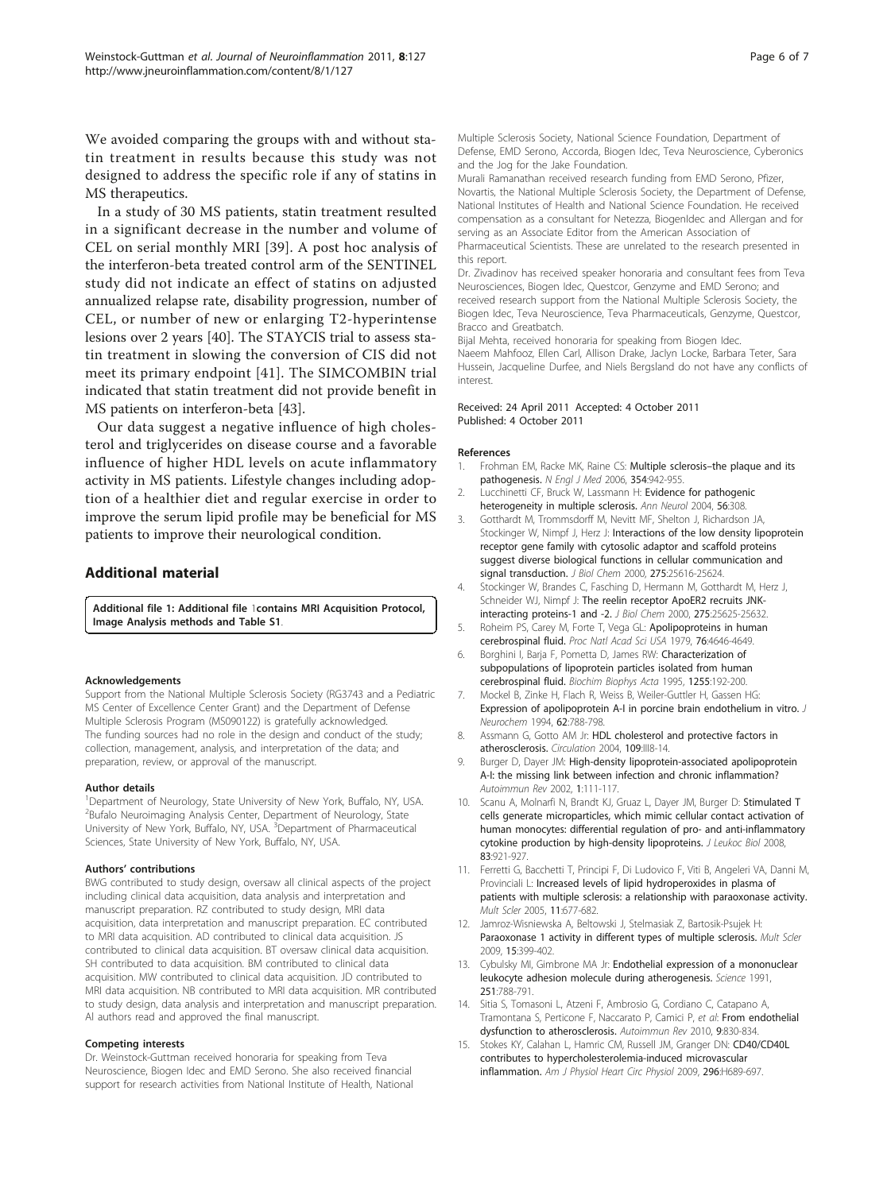We avoided comparing the groups with and without statin treatment in results because this study was not designed to address the specific role if any of statins in MS therapeutics.

In a study of 30 MS patients, statin treatment resulted in a significant decrease in the number and volume of CEL on serial monthly MRI [39]. A post hoc analysis of the interferon-beta treated control arm of the SENTINEL study did not indicate an effect of statins on adjusted annualized relapse rate, disability progression, number of CEL, or number of new or enlarging T2-hyperintense lesions over 2 years [40]. The STAYCIS trial to assess statin treatment in slowing the conversion of CIS did not meet its primary endpoint [41]. The SIMCOMBIN trial indicated that statin treatment did not provide benefit in MS patients on interferon-beta [43].

Our data suggest a negative influence of high cholesterol and triglycerides on disease course and a favorable influence of higher HDL levels on acute inflammatory activity in MS patients. Lifestyle changes including adoption of a healthier diet and regular exercise in order to improve the serum lipid profile may be beneficial for MS patients to improve their neurological condition.

## Additional material

**Additional file 1: Additional file 1contains MRI Acquisition Protocol, Image Analysis methods and Table S1.**

#### Acknowledgements

Support from the National Multiple Sclerosis Society (RG3743 and a Pediatric MS Center of Excellence Center Grant) and the Department of Defense Multiple Sclerosis Program (MS090122) is gratefully acknowledged. The funding sources had no role in the design and conduct of the study; collection, management, analysis, and interpretation of the data; and preparation, review, or approval of the manuscript.

#### Author details

[1]Department of Neurology, State University of New York, Buffalo, NY, USA. [2]Bufalo Neuroimaging Analysis Center, Department of Neurology, State University of New York, Buffalo, NY, USA. [3]Department of Pharmaceutical Sciences, State University of New York, Buffalo, NY, USA.

#### Authors' contributions

BWG contributed to study design, oversaw all clinical aspects of the project including clinical data acquisition, data analysis and interpretation and manuscript preparation. RZ contributed to study design, MRI data acquisition, data interpretation and manuscript preparation. EC contributed to MRI data acquisition. AD contributed to clinical data acquisition. JS contributed to clinical data acquisition. BT oversaw clinical data acquisition. SH contributed to data acquisition. BM contributed to clinical data acquisition. MW contributed to clinical data acquisition. JD contributed to MRI data acquisition. NB contributed to MRI data acquisition. MR contributed to study design, data analysis and interpretation and manuscript preparation. Al authors read and approved the final manuscript.

#### Competing interests

Dr. Weinstock-Guttman received honoraria for speaking from Teva Neuroscience, Biogen Idec and EMD Serono. She also received financial support for research activities from National Institute of Health, National Multiple Sclerosis Society, National Science Foundation, Department of Defense, EMD Serono, Accorda, Biogen Idec, Teva Neuroscience, Cyberonics and the Jog for the Jake Foundation.

Murali Ramanathan received research funding from EMD Serono, Pfizer, Novartis, the National Multiple Sclerosis Society, the Department of Defense, National Institutes of Health and National Science Foundation. He received compensation as a consultant for Netezza, BiogenIdec and Allergan and for serving as an Associate Editor from the American Association of Pharmaceutical Scientists. These are unrelated to the research presented in this report.

Dr. Zivadinov has received speaker honoraria and consultant fees from Teva Neurosciences, Biogen Idec, Questcor, Genzyme and EMD Serono; and received research support from the National Multiple Sclerosis Society, the Biogen Idec, Teva Neuroscience, Teva Pharmaceuticals, Genzyme, Questcor, Bracco and Greatbatch.

Bijal Mehta, received honoraria for speaking from Biogen Idec.

Naeem Mahfooz, Ellen Carl, Allison Drake, Jaclyn Locke, Barbara Teter, Sara Hussein, Jacqueline Durfee, and Niels Bergsland do not have any conflicts of interest.

Received: 24 April 2011 Accepted: 4 October 2011
Published: 4 October 2011

#### References

1. Frohman EM, Racke MK, Raine CS: **Multiple sclerosis–the plaque and its pathogenesis.** *N Engl J Med* 2006, **354**:942-955.
2. Lucchinetti CF, Bruck W, Lassmann H: **Evidence for pathogenic heterogeneity in multiple sclerosis.** *Ann Neurol* 2004, **56**:308.
3. Gotthardt M, Trommsdorff M, Nevitt MF, Shelton J, Richardson JA, Stockinger W, Nimpf J, Herz J: **Interactions of the low density lipoprotein receptor gene family with cytosolic adaptor and scaffold proteins suggest diverse biological functions in cellular communication and signal transduction.** *J Biol Chem* 2000, **275**:25616-25624.
4. Stockinger W, Brandes C, Fasching D, Hermann M, Gotthardt M, Herz J, Schneider WJ, Nimpf J: **The reelin receptor ApoER2 recruits JNK-interacting proteins-1 and -2.** *J Biol Chem* 2000, **275**:25625-25632.
5. Roheim PS, Carey M, Forte T, Vega GL: **Apolipoproteins in human cerebrospinal fluid.** *Proc Natl Acad Sci USA* 1979, **76**:4646-4649.
6. Borghini I, Barja F, Pometta D, James RW: **Characterization of subpopulations of lipoprotein particles isolated from human cerebrospinal fluid.** *Biochim Biophys Acta* 1995, **1255**:192-200.
7. Mockel B, Zinke H, Flach R, Weiss B, Weiler-Guttler H, Gassen HG: **Expression of apolipoprotein A-I in porcine brain endothelium in vitro.** *J Neurochem* 1994, **62**:788-798.
8. Assmann G, Gotto AM Jr: **HDL cholesterol and protective factors in atherosclerosis.** *Circulation* 2004, **109**:III8-14.
9. Burger D, Dayer JM: **High-density lipoprotein-associated apolipoprotein A-I: the missing link between infection and chronic inflammation?** *Autoimmun Rev* 2002, **1**:111-117.
10. Scanu A, Molnarfi N, Brandt KJ, Gruaz L, Dayer JM, Burger D: **Stimulated T cells generate microparticles, which mimic cellular contact activation of human monocytes: differential regulation of pro- and anti-inflammatory cytokine production by high-density lipoproteins.** *J Leukoc Biol* 2008, **83**:921-927.
11. Ferretti G, Bacchetti T, Principi F, Di Ludovico F, Viti B, Angeleri VA, Danni M, Provinciali L: **Increased levels of lipid hydroperoxides in plasma of patients with multiple sclerosis: a relationship with paraoxonase activity.** *Mult Scler* 2005, **11**:677-682.
12. Jamroz-Wisniewska A, Beltowski J, Stelmasiak Z, Bartosik-Psujek H: **Paraoxonase 1 activity in different types of multiple sclerosis.** *Mult Scler* 2009, **15**:399-402.
13. Cybulsky MI, Gimbrone MA Jr: **Endothelial expression of a mononuclear leukocyte adhesion molecule during atherogenesis.** *Science* 1991, **251**:788-791.
14. Sitia S, Tomasoni L, Atzeni F, Ambrosio G, Cordiano C, Catapano A, Tramontana S, Perticone F, Naccarato P, Camici P, *et al*: **From endothelial dysfunction to atherosclerosis.** *Autoimmun Rev* 2010, **9**:830-834.
15. Stokes KY, Calahan L, Hamric CM, Russell JM, Granger DN: **CD40/CD40L contributes to hypercholesterolemia-induced microvascular inflammation.** *Am J Physiol Heart Circ Physiol* 2009, **296**:H689-697.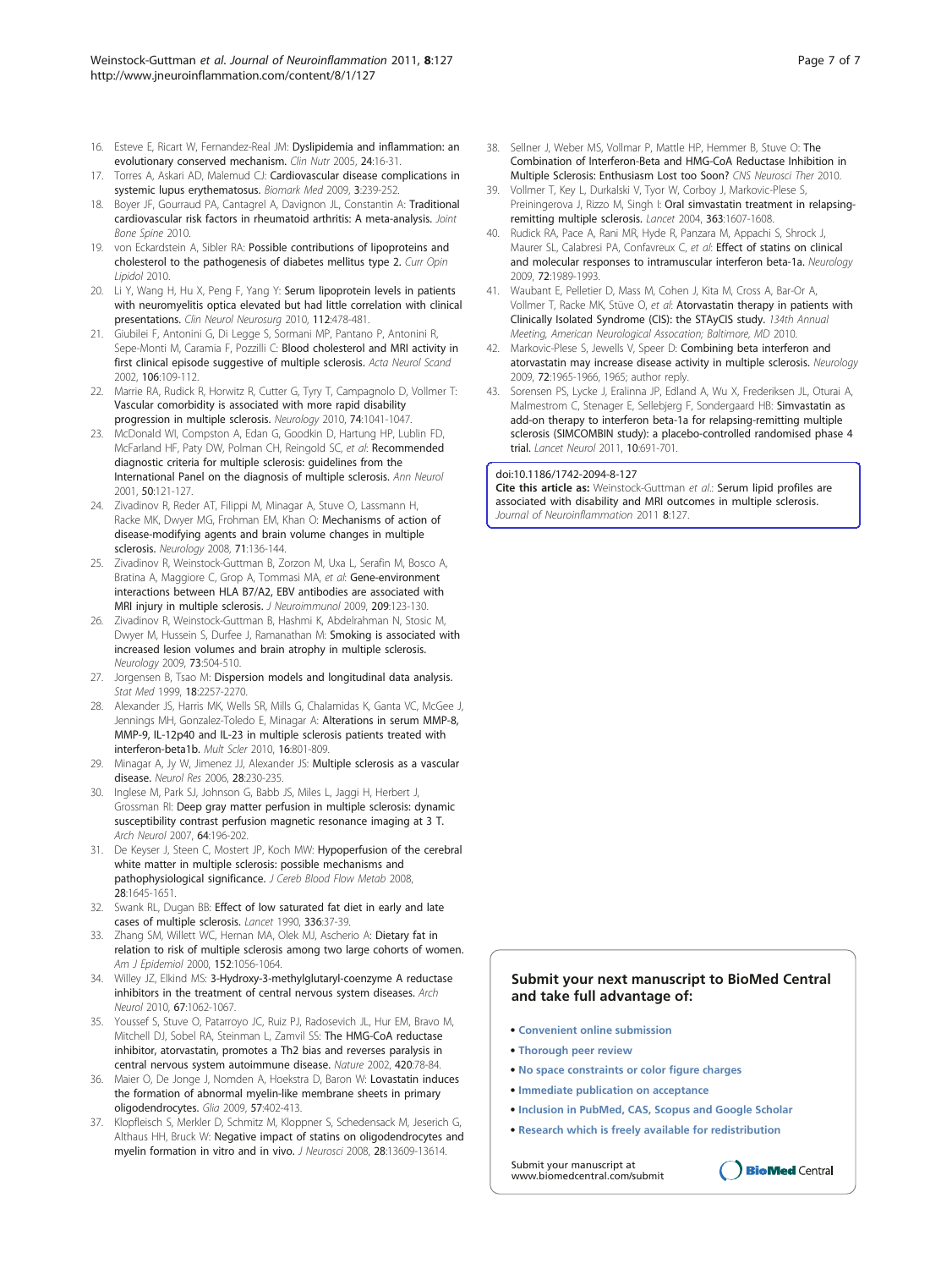16. Esteve E, Ricart W, Fernandez-Real JM: **Dyslipidemia and inflammation: an evolutionary conserved mechanism.** *Clin Nutr* 2005, **24**:16-31.
17. Torres A, Askari AD, Malemud CJ: **Cardiovascular disease complications in systemic lupus erythematosus.** *Biomark Med* 2009, **3**:239-252.
18. Boyer JF, Gourraud PA, Cantagrel A, Davignon JL, Constantin A: **Traditional cardiovascular risk factors in rheumatoid arthritis: A meta-analysis.** *Joint Bone Spine* 2010.
19. von Eckardstein A, Sibler RA: **Possible contributions of lipoproteins and cholesterol to the pathogenesis of diabetes mellitus type 2.** *Curr Opin Lipidol* 2010.
20. Li Y, Wang H, Hu X, Peng F, Yang Y: **Serum lipoprotein levels in patients with neuromyelitis optica elevated but had little correlation with clinical presentations.** *Clin Neurol Neurosurg* 2010, **112**:478-481.
21. Giubilei F, Antonini G, Di Legge S, Sormani MP, Pantano P, Antonini R, Sepe-Monti M, Caramia F, Pozzilli C: **Blood cholesterol and MRI activity in first clinical episode suggestive of multiple sclerosis.** *Acta Neurol Scand* 2002, **106**:109-112.
22. Marrie RA, Rudick R, Horwitz R, Cutter G, Tyry T, Campagnolo D, Vollmer T: **Vascular comorbidity is associated with more rapid disability progression in multiple sclerosis.** *Neurology* 2010, **74**:1041-1047.
23. McDonald WI, Compston A, Edan G, Goodkin D, Hartung HP, Lublin FD, McFarland HF, Paty DW, Polman CH, Reingold SC, *et al*: **Recommended diagnostic criteria for multiple sclerosis: guidelines from the International Panel on the diagnosis of multiple sclerosis.** *Ann Neurol* 2001, **50**:121-127.
24. Zivadinov R, Reder AT, Filippi M, Minagar A, Stuve O, Lassmann H, Racke MK, Dwyer MG, Frohman EM, Khan O: **Mechanisms of action of disease-modifying agents and brain volume changes in multiple sclerosis.** *Neurology* 2008, **71**:136-144.
25. Zivadinov R, Weinstock-Guttman B, Zorzon M, Uxa L, Serafin M, Bosco A, Bratina A, Maggiore C, Grop A, Tommasi MA, *et al*: **Gene-environment interactions between HLA B7/A2, EBV antibodies are associated with MRI injury in multiple sclerosis.** *J Neuroimmunol* 2009, **209**:123-130.
26. Zivadinov R, Weinstock-Guttman B, Hashmi K, Abdelrahman N, Stosic M, Dwyer M, Hussein S, Durfee J, Ramanathan M: **Smoking is associated with increased lesion volumes and brain atrophy in multiple sclerosis.** *Neurology* 2009, **73**:504-510.
27. Jorgensen B, Tsao M: **Dispersion models and longitudinal data analysis.** *Stat Med* 1999, **18**:2257-2270.
28. Alexander JS, Harris MK, Wells SR, Mills G, Chalamidas K, Ganta VC, McGee J, Jennings MH, Gonzalez-Toledo E, Minagar A: **Alterations in serum MMP-8, MMP-9, IL-12p40 and IL-23 in multiple sclerosis patients treated with interferon-beta1b.** *Mult Scler* 2010, **16**:801-809.
29. Minagar A, Jy W, Jimenez JJ, Alexander JS: **Multiple sclerosis as a vascular disease.** *Neurol Res* 2006, **28**:230-235.
30. Inglese M, Park SJ, Johnson G, Babb JS, Miles L, Jaggi H, Herbert J, Grossman RI: **Deep gray matter perfusion in multiple sclerosis: dynamic susceptibility contrast perfusion magnetic resonance imaging at 3 T.** *Arch Neurol* 2007, **64**:196-202.
31. De Keyser J, Steen C, Mostert JP, Koch MW: **Hypoperfusion of the cerebral white matter in multiple sclerosis: possible mechanisms and pathophysiological significance.** *J Cereb Blood Flow Metab* 2008, **28**:1645-1651.
32. Swank RL, Dugan BB: **Effect of low saturated fat diet in early and late cases of multiple sclerosis.** *Lancet* 1990, **336**:37-39.
33. Zhang SM, Willett WC, Hernan MA, Olek MJ, Ascherio A: **Dietary fat in relation to risk of multiple sclerosis among two large cohorts of women.** *Am J Epidemiol* 2000, **152**:1056-1064.
34. Willey JZ, Elkind MS: **3-Hydroxy-3-methylglutaryl-coenzyme A reductase inhibitors in the treatment of central nervous system diseases.** *Arch Neurol* 2010, **67**:1062-1067.
35. Youssef S, Stuve O, Patarroyo JC, Ruiz PJ, Radosevich JL, Hur EM, Bravo M, Mitchell DJ, Sobel RA, Steinman L, Zamvil SS: **The HMG-CoA reductase inhibitor, atorvastatin, promotes a Th2 bias and reverses paralysis in central nervous system autoimmune disease.** *Nature* 2002, **420**:78-84.
36. Maier O, De Jonge J, Nomden A, Hoekstra D, Baron W: **Lovastatin induces the formation of abnormal myelin-like membrane sheets in primary oligodendrocytes.** *Glia* 2009, **57**:402-413.
37. Klopfleisch S, Merkler D, Schmitz M, Kloppner S, Schedensack M, Jeserich G, Althaus HH, Bruck W: **Negative impact of statins on oligodendrocytes and myelin formation in vitro and in vivo.** *J Neurosci* 2008, **28**:13609-13614.
38. Sellner J, Weber MS, Vollmar P, Mattle HP, Hemmer B, Stuve O: **The Combination of Interferon-Beta and HMG-CoA Reductase Inhibition in Multiple Sclerosis: Enthusiasm Lost too Soon?** *CNS Neurosci Ther* 2010.
39. Vollmer T, Key L, Durkalski V, Tyor W, Corboy J, Markovic-Plese S, Preiningerova J, Rizzo M, Singh I: **Oral simvastatin treatment in relapsing-remitting multiple sclerosis.** *Lancet* 2004, **363**:1607-1608.
40. Rudick RA, Pace A, Rani MR, Hyde R, Panzara M, Appachi S, Shrock J, Maurer SL, Calabresi PA, Confavreux C, *et al*: **Effect of statins on clinical and molecular responses to intramuscular interferon beta-1a.** *Neurology* 2009, **72**:1989-1993.
41. Waubant E, Pelletier D, Mass M, Cohen J, Kita M, Cross A, Bar-Or A, Vollmer T, Racke MK, Stüve O, *et al*: **Atorvastatin therapy in patients with Clinically Isolated Syndrome (CIS): the STAyCIS study.** *134th Annual Meeting, American Neurological Assocation; Baltimore, MD* 2010.
42. Markovic-Plese S, Jewells V, Speer D: **Combining beta interferon and atorvastatin may increase disease activity in multiple sclerosis.** *Neurology* 2009, **72**:1965-1966, 1965; author reply.
43. Sorensen PS, Lycke J, Eralinna JP, Edland A, Wu X, Frederiksen JL, Oturai A, Malmestrom C, Stenager E, Sellebjerg F, Sondergaard HB: **Simvastatin as add-on therapy to interferon beta-1a for relapsing-remitting multiple sclerosis (SIMCOMBIN study): a placebo-controlled randomised phase 4 trial.** *Lancet Neurol* 2011, **10**:691-701.

doi:10.1186/1742-2094-8-127

**Cite this article as:** Weinstock-Guttman *et al.*: Serum lipid profiles are associated with disability and MRI outcomes in multiple sclerosis. *Journal of Neuroinflammation* 2011 **8**:127.

**Submit your next manuscript to BioMed Central and take full advantage of:**

- **Convenient online submission**
- **Thorough peer review**
- **No space constraints or color figure charges**
- **Immediate publication on acceptance**
- **Inclusion in PubMed, CAS, Scopus and Google Scholar**
- **Research which is freely available for redistribution**

Submit your manuscript at
www.biomedcentral.com/submit

BioMed Central